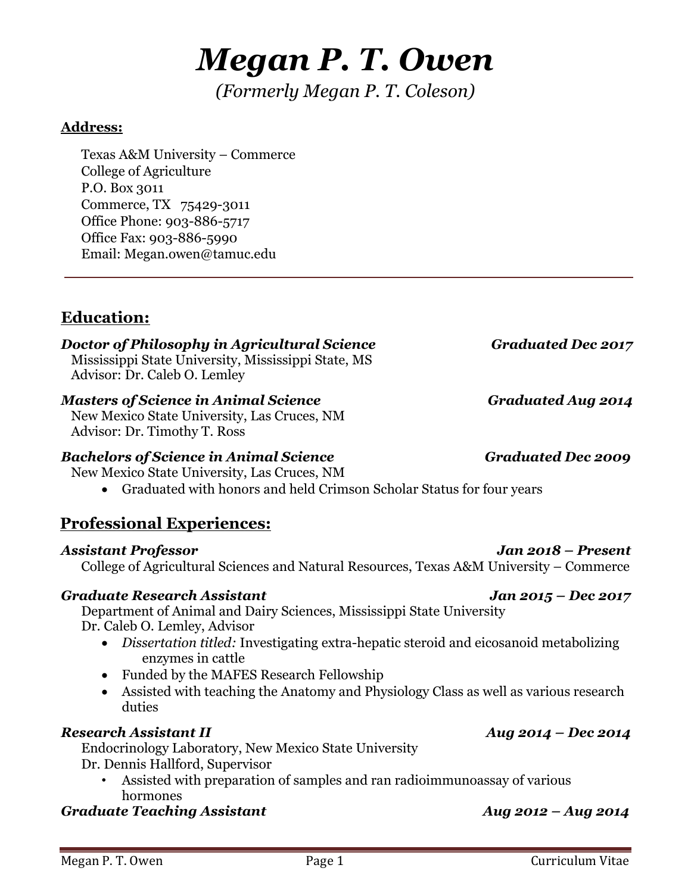# *Megan P. T. Owen*

*(Formerly Megan P. T. Coleson)*

**Address:**

Texas A&M University – Commerce
College of Agriculture
P.O. Box 3011
Commerce, TX 75429-3011
Office Phone: 903-886-5717
Office Fax: 903-886-5990
Email: Megan.owen@tamuc.edu

---

## Education:

***Doctor of Philosophy in Agricultural Science*** — ***Graduated Dec 2017***
Mississippi State University, Mississippi State, MS
Advisor: Dr. Caleb O. Lemley

***Masters of Science in Animal Science*** — ***Graduated Aug 2014***
New Mexico State University, Las Cruces, NM
Advisor: Dr. Timothy T. Ross

***Bachelors of Science in Animal Science*** — ***Graduated Dec 2009***
New Mexico State University, Las Cruces, NM

- Graduated with honors and held Crimson Scholar Status for four years

## Professional Experiences:

***Assistant Professor*** — ***Jan 2018 – Present***
College of Agricultural Sciences and Natural Resources, Texas A&M University – Commerce

***Graduate Research Assistant*** — ***Jan 2015 – Dec 2017***
Department of Animal and Dairy Sciences, Mississippi State University
Dr. Caleb O. Lemley, Advisor

- *Dissertation titled:* Investigating extra-hepatic steroid and eicosanoid metabolizing enzymes in cattle
- Funded by the MAFES Research Fellowship
- Assisted with teaching the Anatomy and Physiology Class as well as various research duties

***Research Assistant II*** — ***Aug 2014 – Dec 2014***
Endocrinology Laboratory, New Mexico State University
Dr. Dennis Hallford, Supervisor

- Assisted with preparation of samples and ran radioimmunoassay of various hormones

***Graduate Teaching Assistant*** — ***Aug 2012 – Aug 2014***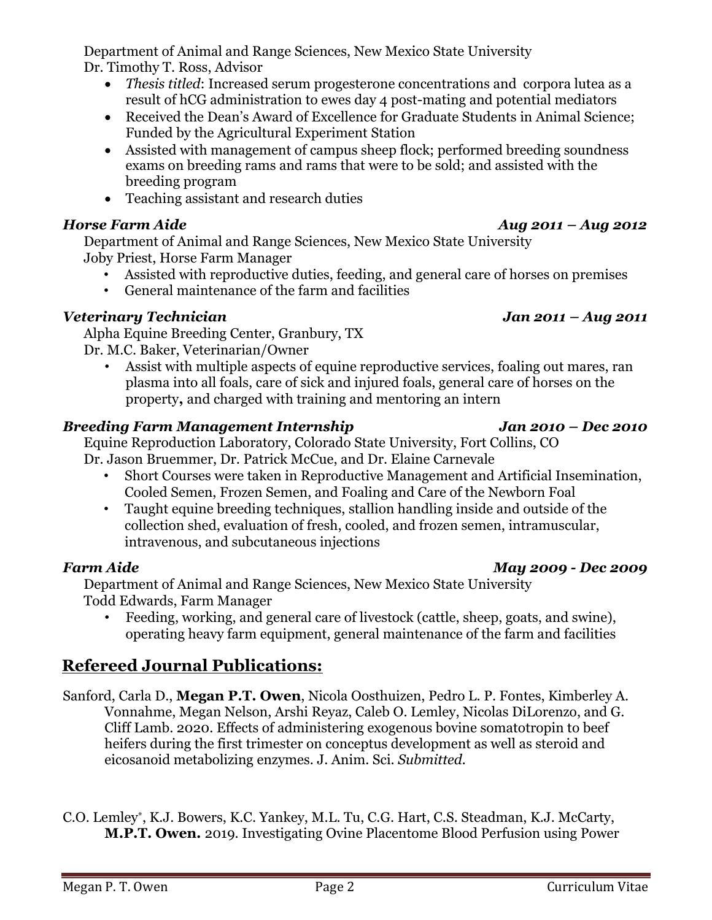Department of Animal and Range Sciences, New Mexico State University
Dr. Timothy T. Ross, Advisor

- *Thesis titled*: Increased serum progesterone concentrations and corpora lutea as a result of hCG administration to ewes day 4 post-mating and potential mediators
- Received the Dean's Award of Excellence for Graduate Students in Animal Science; Funded by the Agricultural Experiment Station
- Assisted with management of campus sheep flock; performed breeding soundness exams on breeding rams and rams that were to be sold; and assisted with the breeding program
- Teaching assistant and research duties

***Horse Farm Aide*** ***Aug 2011 – Aug 2012***

Department of Animal and Range Sciences, New Mexico State University
Joby Priest, Horse Farm Manager

- Assisted with reproductive duties, feeding, and general care of horses on premises
- General maintenance of the farm and facilities

***Veterinary Technician*** ***Jan 2011 – Aug 2011***

Alpha Equine Breeding Center, Granbury, TX
Dr. M.C. Baker, Veterinarian/Owner

- Assist with multiple aspects of equine reproductive services, foaling out mares, ran plasma into all foals, care of sick and injured foals, general care of horses on the property**,** and charged with training and mentoring an intern

***Breeding Farm Management Internship*** ***Jan 2010 – Dec 2010***

Equine Reproduction Laboratory, Colorado State University, Fort Collins, CO
Dr. Jason Bruemmer, Dr. Patrick McCue, and Dr. Elaine Carnevale

- Short Courses were taken in Reproductive Management and Artificial Insemination, Cooled Semen, Frozen Semen, and Foaling and Care of the Newborn Foal
- Taught equine breeding techniques, stallion handling inside and outside of the collection shed, evaluation of fresh, cooled, and frozen semen, intramuscular, intravenous, and subcutaneous injections

***Farm Aide*** ***May 2009 - Dec 2009***

Department of Animal and Range Sciences, New Mexico State University
Todd Edwards, Farm Manager

- Feeding, working, and general care of livestock (cattle, sheep, goats, and swine), operating heavy farm equipment, general maintenance of the farm and facilities

## Refereed Journal Publications:

Sanford, Carla D., **Megan P.T. Owen**, Nicola Oosthuizen, Pedro L. P. Fontes, Kimberley A. Vonnahme, Megan Nelson, Arshi Reyaz, Caleb O. Lemley, Nicolas DiLorenzo, and G. Cliff Lamb. 2020. Effects of administering exogenous bovine somatotropin to beef heifers during the first trimester on conceptus development as well as steroid and eicosanoid metabolizing enzymes. J. Anim. Sci. *Submitted.*

C.O. Lemley*, K.J. Bowers, K.C. Yankey, M.L. Tu, C.G. Hart, C.S. Steadman, K.J. McCarty, **M.P.T. Owen.** 2019. Investigating Ovine Placentome Blood Perfusion using Power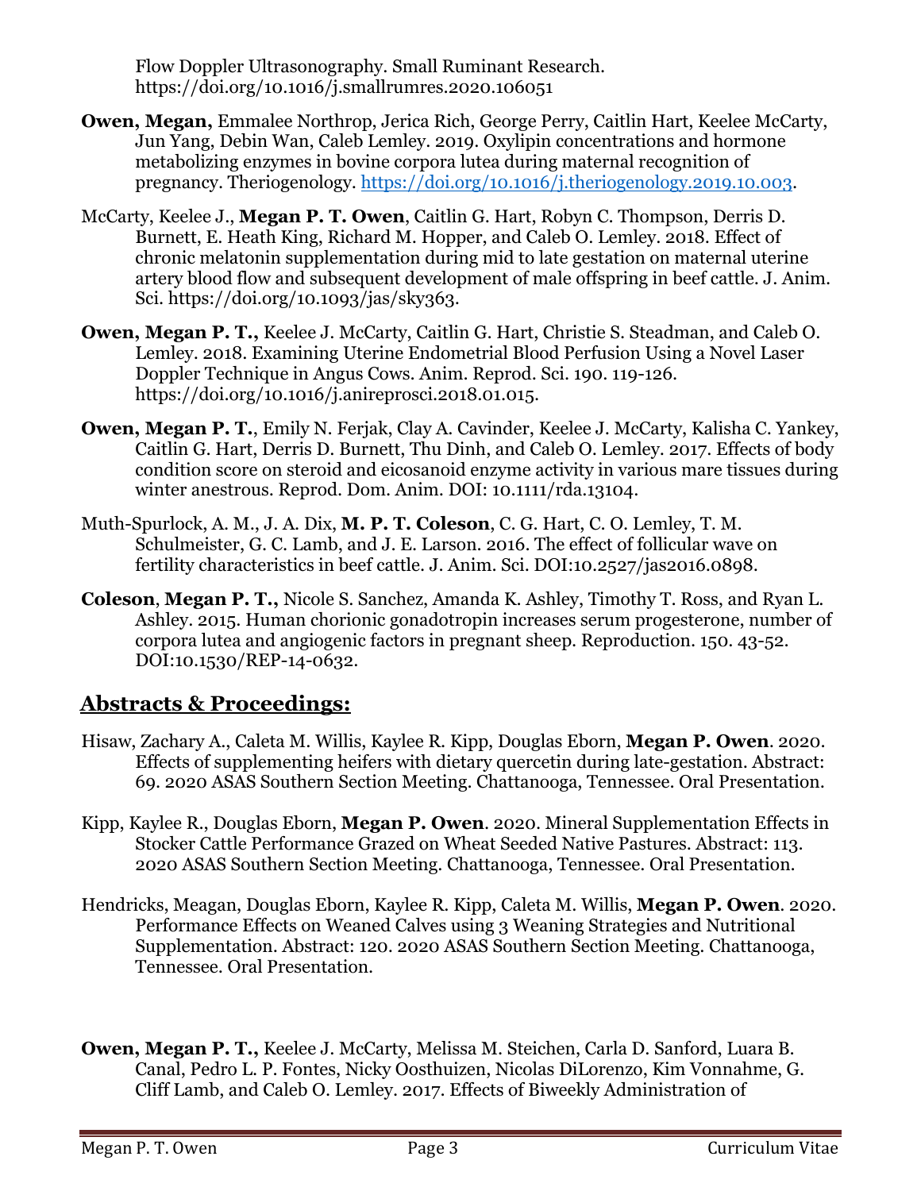Flow Doppler Ultrasonography. Small Ruminant Research. https://doi.org/10.1016/j.smallrumres.2020.106051

**Owen, Megan,** Emmalee Northrop, Jerica Rich, George Perry, Caitlin Hart, Keelee McCarty, Jun Yang, Debin Wan, Caleb Lemley. 2019. Oxylipin concentrations and hormone metabolizing enzymes in bovine corpora lutea during maternal recognition of pregnancy. Theriogenology. https://doi.org/10.1016/j.theriogenology.2019.10.003.

McCarty, Keelee J., **Megan P. T. Owen**, Caitlin G. Hart, Robyn C. Thompson, Derris D. Burnett, E. Heath King, Richard M. Hopper, and Caleb O. Lemley. 2018. Effect of chronic melatonin supplementation during mid to late gestation on maternal uterine artery blood flow and subsequent development of male offspring in beef cattle. J. Anim. Sci. https://doi.org/10.1093/jas/sky363.

**Owen, Megan P. T.,** Keelee J. McCarty, Caitlin G. Hart, Christie S. Steadman, and Caleb O. Lemley. 2018. Examining Uterine Endometrial Blood Perfusion Using a Novel Laser Doppler Technique in Angus Cows. Anim. Reprod. Sci. 190. 119-126. https://doi.org/10.1016/j.anireprosci.2018.01.015.

**Owen, Megan P. T.**, Emily N. Ferjak, Clay A. Cavinder, Keelee J. McCarty, Kalisha C. Yankey, Caitlin G. Hart, Derris D. Burnett, Thu Dinh, and Caleb O. Lemley. 2017. Effects of body condition score on steroid and eicosanoid enzyme activity in various mare tissues during winter anestrous. Reprod. Dom. Anim. DOI: 10.1111/rda.13104.

Muth-Spurlock, A. M., J. A. Dix, **M. P. T. Coleson**, C. G. Hart, C. O. Lemley, T. M. Schulmeister, G. C. Lamb, and J. E. Larson. 2016. The effect of follicular wave on fertility characteristics in beef cattle. J. Anim. Sci. DOI:10.2527/jas2016.0898.

**Coleson**, **Megan P. T.,** Nicole S. Sanchez, Amanda K. Ashley, Timothy T. Ross, and Ryan L. Ashley. 2015. Human chorionic gonadotropin increases serum progesterone, number of corpora lutea and angiogenic factors in pregnant sheep. Reproduction. 150. 43-52. DOI:10.1530/REP-14-0632.

## Abstracts & Proceedings:

Hisaw, Zachary A., Caleta M. Willis, Kaylee R. Kipp, Douglas Eborn, **Megan P. Owen**. 2020. Effects of supplementing heifers with dietary quercetin during late-gestation. Abstract: 69. 2020 ASAS Southern Section Meeting. Chattanooga, Tennessee. Oral Presentation.

Kipp, Kaylee R., Douglas Eborn, **Megan P. Owen**. 2020. Mineral Supplementation Effects in Stocker Cattle Performance Grazed on Wheat Seeded Native Pastures. Abstract: 113. 2020 ASAS Southern Section Meeting. Chattanooga, Tennessee. Oral Presentation.

Hendricks, Meagan, Douglas Eborn, Kaylee R. Kipp, Caleta M. Willis, **Megan P. Owen**. 2020. Performance Effects on Weaned Calves using 3 Weaning Strategies and Nutritional Supplementation. Abstract: 120. 2020 ASAS Southern Section Meeting. Chattanooga, Tennessee. Oral Presentation.

**Owen, Megan P. T.,** Keelee J. McCarty, Melissa M. Steichen, Carla D. Sanford, Luara B. Canal, Pedro L. P. Fontes, Nicky Oosthuizen, Nicolas DiLorenzo, Kim Vonnahme, G. Cliff Lamb, and Caleb O. Lemley. 2017. Effects of Biweekly Administration of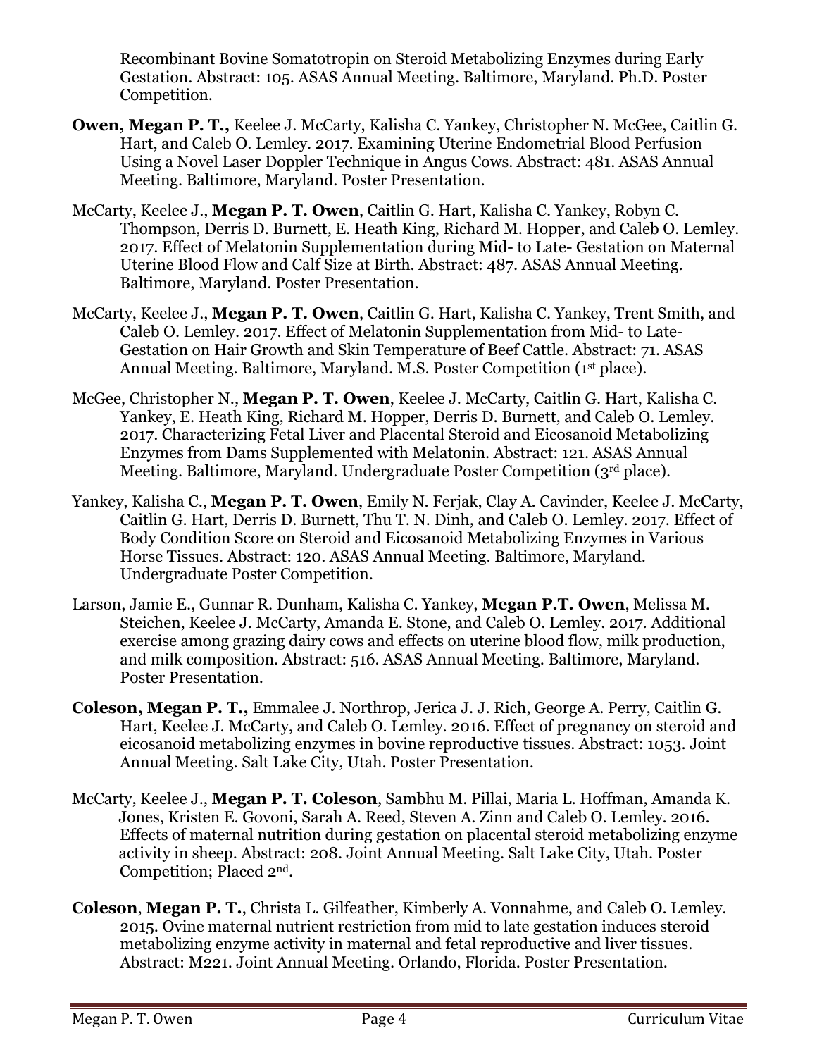Recombinant Bovine Somatotropin on Steroid Metabolizing Enzymes during Early Gestation. Abstract: 105. ASAS Annual Meeting. Baltimore, Maryland. Ph.D. Poster Competition.

**Owen, Megan P. T.,** Keelee J. McCarty, Kalisha C. Yankey, Christopher N. McGee, Caitlin G. Hart, and Caleb O. Lemley. 2017. Examining Uterine Endometrial Blood Perfusion Using a Novel Laser Doppler Technique in Angus Cows. Abstract: 481. ASAS Annual Meeting. Baltimore, Maryland. Poster Presentation.

McCarty, Keelee J., **Megan P. T. Owen**, Caitlin G. Hart, Kalisha C. Yankey, Robyn C. Thompson, Derris D. Burnett, E. Heath King, Richard M. Hopper, and Caleb O. Lemley. 2017. Effect of Melatonin Supplementation during Mid- to Late- Gestation on Maternal Uterine Blood Flow and Calf Size at Birth. Abstract: 487. ASAS Annual Meeting. Baltimore, Maryland. Poster Presentation.

McCarty, Keelee J., **Megan P. T. Owen**, Caitlin G. Hart, Kalisha C. Yankey, Trent Smith, and Caleb O. Lemley. 2017. Effect of Melatonin Supplementation from Mid- to Late-Gestation on Hair Growth and Skin Temperature of Beef Cattle. Abstract: 71. ASAS Annual Meeting. Baltimore, Maryland. M.S. Poster Competition (1st place).

McGee, Christopher N., **Megan P. T. Owen**, Keelee J. McCarty, Caitlin G. Hart, Kalisha C. Yankey, E. Heath King, Richard M. Hopper, Derris D. Burnett, and Caleb O. Lemley. 2017. Characterizing Fetal Liver and Placental Steroid and Eicosanoid Metabolizing Enzymes from Dams Supplemented with Melatonin. Abstract: 121. ASAS Annual Meeting. Baltimore, Maryland. Undergraduate Poster Competition (3rd place).

Yankey, Kalisha C., **Megan P. T. Owen**, Emily N. Ferjak, Clay A. Cavinder, Keelee J. McCarty, Caitlin G. Hart, Derris D. Burnett, Thu T. N. Dinh, and Caleb O. Lemley. 2017. Effect of Body Condition Score on Steroid and Eicosanoid Metabolizing Enzymes in Various Horse Tissues. Abstract: 120. ASAS Annual Meeting. Baltimore, Maryland. Undergraduate Poster Competition.

Larson, Jamie E., Gunnar R. Dunham, Kalisha C. Yankey, **Megan P.T. Owen**, Melissa M. Steichen, Keelee J. McCarty, Amanda E. Stone, and Caleb O. Lemley. 2017. Additional exercise among grazing dairy cows and effects on uterine blood flow, milk production, and milk composition. Abstract: 516. ASAS Annual Meeting. Baltimore, Maryland. Poster Presentation.

**Coleson, Megan P. T.,** Emmalee J. Northrop, Jerica J. J. Rich, George A. Perry, Caitlin G. Hart, Keelee J. McCarty, and Caleb O. Lemley. 2016. Effect of pregnancy on steroid and eicosanoid metabolizing enzymes in bovine reproductive tissues. Abstract: 1053. Joint Annual Meeting. Salt Lake City, Utah. Poster Presentation.

McCarty, Keelee J., **Megan P. T. Coleson**, Sambhu M. Pillai, Maria L. Hoffman, Amanda K. Jones, Kristen E. Govoni, Sarah A. Reed, Steven A. Zinn and Caleb O. Lemley. 2016. Effects of maternal nutrition during gestation on placental steroid metabolizing enzyme activity in sheep. Abstract: 208. Joint Annual Meeting. Salt Lake City, Utah. Poster Competition; Placed 2nd.

**Coleson**, **Megan P. T.**, Christa L. Gilfeather, Kimberly A. Vonnahme, and Caleb O. Lemley. 2015. Ovine maternal nutrient restriction from mid to late gestation induces steroid metabolizing enzyme activity in maternal and fetal reproductive and liver tissues. Abstract: M221. Joint Annual Meeting. Orlando, Florida. Poster Presentation.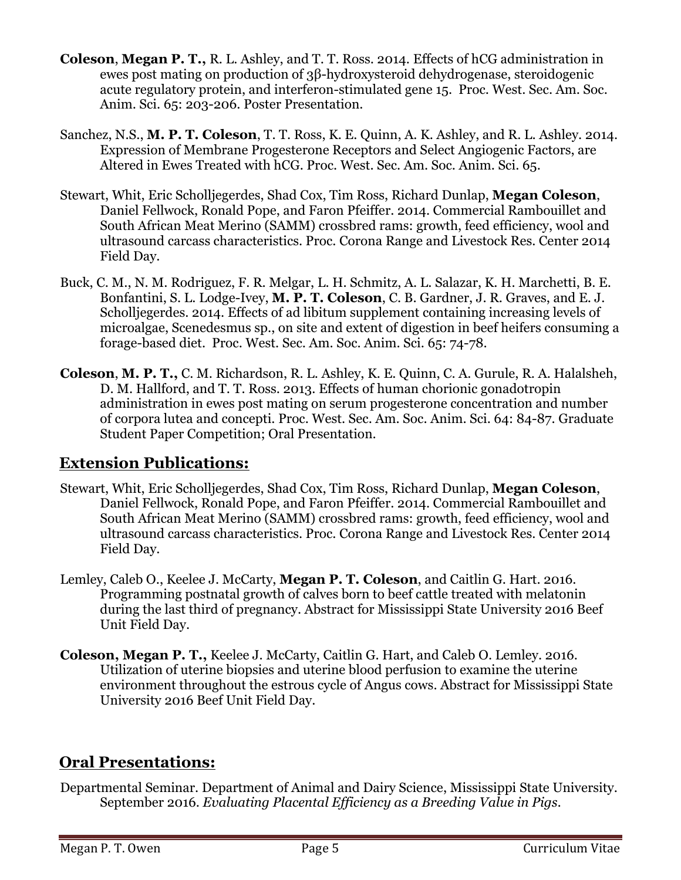**Coleson**, **Megan P. T.,** R. L. Ashley, and T. T. Ross. 2014. Effects of hCG administration in ewes post mating on production of 3β-hydroxysteroid dehydrogenase, steroidogenic acute regulatory protein, and interferon-stimulated gene 15. Proc. West. Sec. Am. Soc. Anim. Sci. 65: 203-206. Poster Presentation.

Sanchez, N.S., **M. P. T. Coleson**, T. T. Ross, K. E. Quinn, A. K. Ashley, and R. L. Ashley. 2014. Expression of Membrane Progesterone Receptors and Select Angiogenic Factors, are Altered in Ewes Treated with hCG. Proc. West. Sec. Am. Soc. Anim. Sci. 65.

Stewart, Whit, Eric Scholljegerdes, Shad Cox, Tim Ross, Richard Dunlap, **Megan Coleson**, Daniel Fellwock, Ronald Pope, and Faron Pfeiffer. 2014. Commercial Rambouillet and South African Meat Merino (SAMM) crossbred rams: growth, feed efficiency, wool and ultrasound carcass characteristics. Proc. Corona Range and Livestock Res. Center 2014 Field Day.

Buck, C. M., N. M. Rodriguez, F. R. Melgar, L. H. Schmitz, A. L. Salazar, K. H. Marchetti, B. E. Bonfantini, S. L. Lodge-Ivey, **M. P. T. Coleson**, C. B. Gardner, J. R. Graves, and E. J. Scholljegerdes. 2014. Effects of ad libitum supplement containing increasing levels of microalgae, Scenedesmus sp., on site and extent of digestion in beef heifers consuming a forage-based diet. Proc. West. Sec. Am. Soc. Anim. Sci. 65: 74-78.

**Coleson**, **M. P. T.,** C. M. Richardson, R. L. Ashley, K. E. Quinn, C. A. Gurule, R. A. Halalsheh, D. M. Hallford, and T. T. Ross. 2013. Effects of human chorionic gonadotropin administration in ewes post mating on serum progesterone concentration and number of corpora lutea and concepti. Proc. West. Sec. Am. Soc. Anim. Sci. 64: 84-87. Graduate Student Paper Competition; Oral Presentation.

## Extension Publications:

Stewart, Whit, Eric Scholljegerdes, Shad Cox, Tim Ross, Richard Dunlap, **Megan Coleson**, Daniel Fellwock, Ronald Pope, and Faron Pfeiffer. 2014. Commercial Rambouillet and South African Meat Merino (SAMM) crossbred rams: growth, feed efficiency, wool and ultrasound carcass characteristics. Proc. Corona Range and Livestock Res. Center 2014 Field Day.

Lemley, Caleb O., Keelee J. McCarty, **Megan P. T. Coleson**, and Caitlin G. Hart. 2016. Programming postnatal growth of calves born to beef cattle treated with melatonin during the last third of pregnancy. Abstract for Mississippi State University 2016 Beef Unit Field Day.

**Coleson, Megan P. T.,** Keelee J. McCarty, Caitlin G. Hart, and Caleb O. Lemley. 2016. Utilization of uterine biopsies and uterine blood perfusion to examine the uterine environment throughout the estrous cycle of Angus cows. Abstract for Mississippi State University 2016 Beef Unit Field Day.

## Oral Presentations:

Departmental Seminar. Department of Animal and Dairy Science, Mississippi State University. September 2016. *Evaluating Placental Efficiency as a Breeding Value in Pigs.*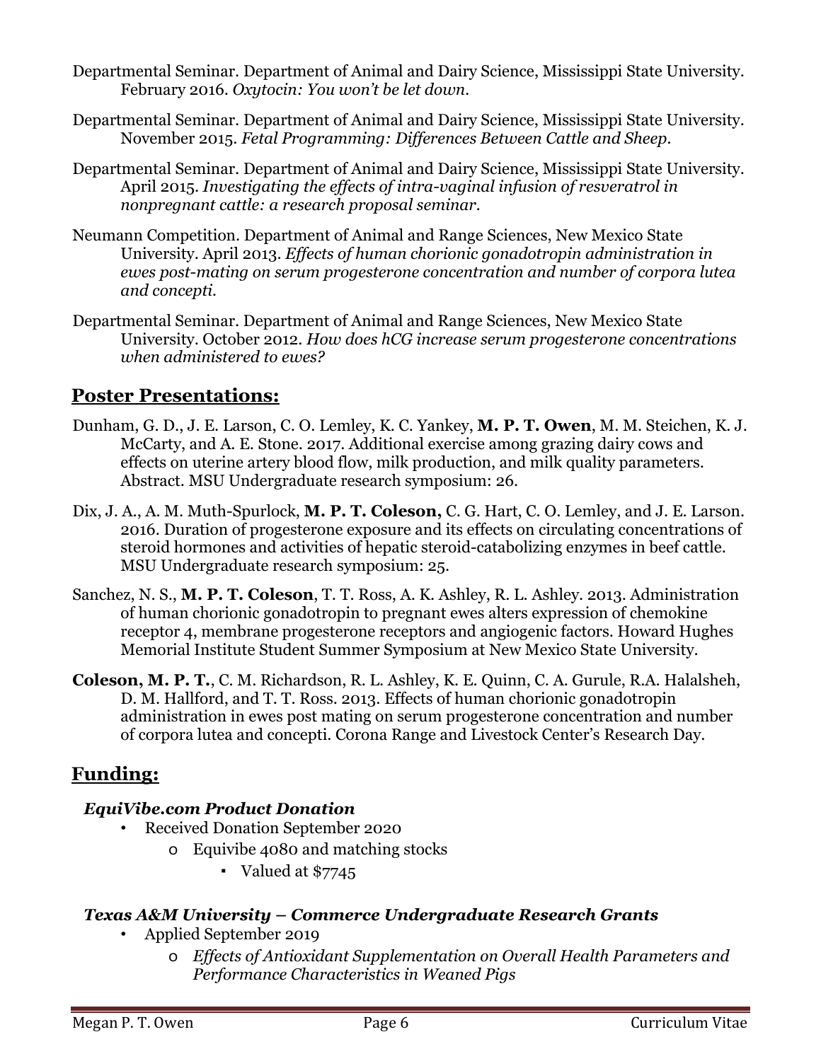Departmental Seminar. Department of Animal and Dairy Science, Mississippi State University. February 2016. *Oxytocin: You won't be let down.*

Departmental Seminar. Department of Animal and Dairy Science, Mississippi State University. November 2015. *Fetal Programming: Differences Between Cattle and Sheep.*

Departmental Seminar. Department of Animal and Dairy Science, Mississippi State University. April 2015. *Investigating the effects of intra-vaginal infusion of resveratrol in nonpregnant cattle: a research proposal seminar.*

Neumann Competition. Department of Animal and Range Sciences, New Mexico State University. April 2013. *Effects of human chorionic gonadotropin administration in ewes post-mating on serum progesterone concentration and number of corpora lutea and concepti.*

Departmental Seminar. Department of Animal and Range Sciences, New Mexico State University. October 2012. *How does hCG increase serum progesterone concentrations when administered to ewes?*

## Poster Presentations:

Dunham, G. D., J. E. Larson, C. O. Lemley, K. C. Yankey, **M. P. T. Owen**, M. M. Steichen, K. J. McCarty, and A. E. Stone. 2017. Additional exercise among grazing dairy cows and effects on uterine artery blood flow, milk production, and milk quality parameters. Abstract. MSU Undergraduate research symposium: 26.

Dix, J. A., A. M. Muth-Spurlock, **M. P. T. Coleson,** C. G. Hart, C. O. Lemley, and J. E. Larson. 2016. Duration of progesterone exposure and its effects on circulating concentrations of steroid hormones and activities of hepatic steroid-catabolizing enzymes in beef cattle. MSU Undergraduate research symposium: 25.

Sanchez, N. S., **M. P. T. Coleson**, T. T. Ross, A. K. Ashley, R. L. Ashley. 2013. Administration of human chorionic gonadotropin to pregnant ewes alters expression of chemokine receptor 4, membrane progesterone receptors and angiogenic factors. Howard Hughes Memorial Institute Student Summer Symposium at New Mexico State University.

**Coleson, M. P. T.**, C. M. Richardson, R. L. Ashley, K. E. Quinn, C. A. Gurule, R.A. Halalsheh, D. M. Hallford, and T. T. Ross. 2013. Effects of human chorionic gonadotropin administration in ewes post mating on serum progesterone concentration and number of corpora lutea and concepti. Corona Range and Livestock Center's Research Day.

## Funding:

### *EquiVibe.com Product Donation*

- Received Donation September 2020
  - Equivibe 4080 and matching stocks
    - Valued at $7745

### *Texas A&M University – Commerce Undergraduate Research Grants*

- Applied September 2019
  - *Effects of Antioxidant Supplementation on Overall Health Parameters and Performance Characteristics in Weaned Pigs*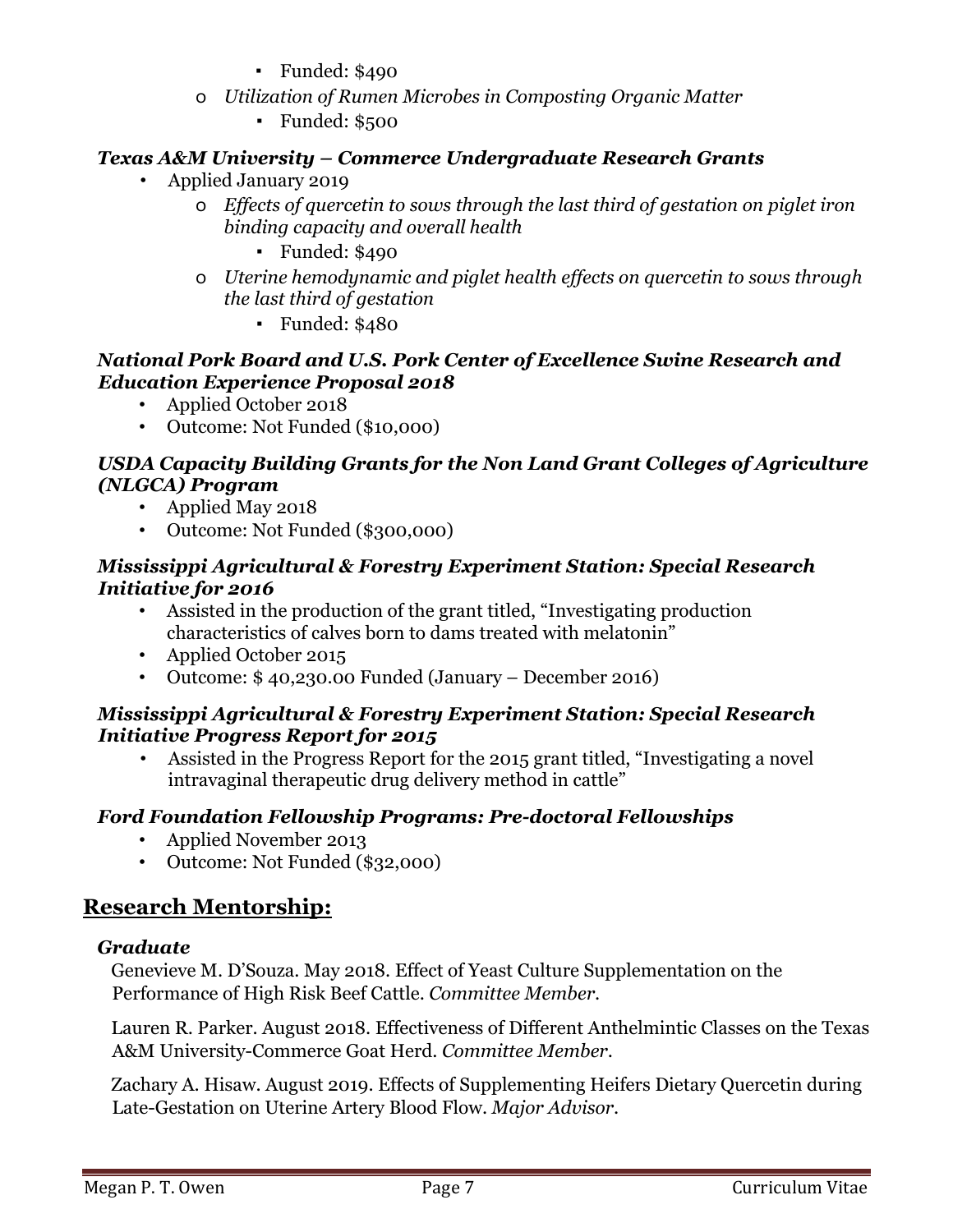- Funded: $490
    - *Utilization of Rumen Microbes in Composting Organic Matter*
      - Funded: $500

***Texas A&M University – Commerce Undergraduate Research Grants***

- Applied January 2019
  - *Effects of quercetin to sows through the last third of gestation on piglet iron binding capacity and overall health*
    - Funded: $490
  - *Uterine hemodynamic and piglet health effects on quercetin to sows through the last third of gestation*
    - Funded: $480

***National Pork Board and U.S. Pork Center of Excellence Swine Research and Education Experience Proposal 2018***

- Applied October 2018
- Outcome: Not Funded ($10,000)

***USDA Capacity Building Grants for the Non Land Grant Colleges of Agriculture (NLGCA) Program***

- Applied May 2018
- Outcome: Not Funded ($300,000)

***Mississippi Agricultural & Forestry Experiment Station: Special Research Initiative for 2016***

- Assisted in the production of the grant titled, "Investigating production characteristics of calves born to dams treated with melatonin"
- Applied October 2015
- Outcome: $ 40,230.00 Funded (January – December 2016)

***Mississippi Agricultural & Forestry Experiment Station: Special Research Initiative Progress Report for 2015***

- Assisted in the Progress Report for the 2015 grant titled, "Investigating a novel intravaginal therapeutic drug delivery method in cattle"

***Ford Foundation Fellowship Programs: Pre-doctoral Fellowships***

- Applied November 2013
- Outcome: Not Funded ($32,000)

## Research Mentorship:

***Graduate***

Genevieve M. D'Souza. May 2018. Effect of Yeast Culture Supplementation on the Performance of High Risk Beef Cattle. *Committee Member*.

Lauren R. Parker. August 2018. Effectiveness of Different Anthelmintic Classes on the Texas A&M University-Commerce Goat Herd. *Committee Member*.

Zachary A. Hisaw. August 2019. Effects of Supplementing Heifers Dietary Quercetin during Late-Gestation on Uterine Artery Blood Flow. *Major Advisor*.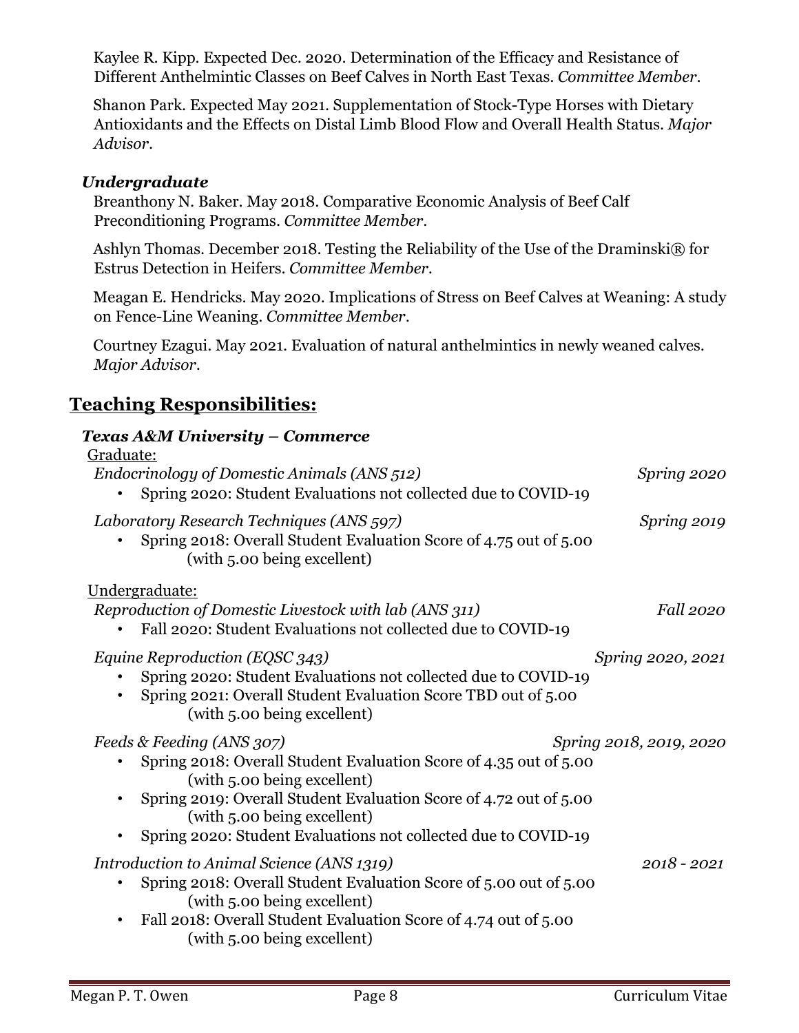Kaylee R. Kipp. Expected Dec. 2020. Determination of the Efficacy and Resistance of Different Anthelmintic Classes on Beef Calves in North East Texas. *Committee Member*.

Shanon Park. Expected May 2021. Supplementation of Stock-Type Horses with Dietary Antioxidants and the Effects on Distal Limb Blood Flow and Overall Health Status. *Major Advisor*.

***Undergraduate***

Breanthony N. Baker. May 2018. Comparative Economic Analysis of Beef Calf Preconditioning Programs. *Committee Member*.

Ashlyn Thomas. December 2018. Testing the Reliability of the Use of the Draminski® for Estrus Detection in Heifers. *Committee Member*.

Meagan E. Hendricks. May 2020. Implications of Stress on Beef Calves at Weaning: A study on Fence-Line Weaning. *Committee Member*.

Courtney Ezagui. May 2021. Evaluation of natural anthelmintics in newly weaned calves. *Major Advisor*.

## Teaching Responsibilities:

***Texas A&M University – Commerce***

Graduate:

*Endocrinology of Domestic Animals (ANS 512)* — *Spring 2020*

- Spring 2020: Student Evaluations not collected due to COVID-19

*Laboratory Research Techniques (ANS 597)* — *Spring 2019*

- Spring 2018: Overall Student Evaluation Score of 4.75 out of 5.00 (with 5.00 being excellent)

Undergraduate:

*Reproduction of Domestic Livestock with lab (ANS 311)* — *Fall 2020*

- Fall 2020: Student Evaluations not collected due to COVID-19

*Equine Reproduction (EQSC 343)* — *Spring 2020, 2021*

- Spring 2020: Student Evaluations not collected due to COVID-19
- Spring 2021: Overall Student Evaluation Score TBD out of 5.00 (with 5.00 being excellent)

*Feeds & Feeding (ANS 307)* — *Spring 2018, 2019, 2020*

- Spring 2018: Overall Student Evaluation Score of 4.35 out of 5.00 (with 5.00 being excellent)
- Spring 2019: Overall Student Evaluation Score of 4.72 out of 5.00 (with 5.00 being excellent)
- Spring 2020: Student Evaluations not collected due to COVID-19

*Introduction to Animal Science (ANS 1319)* — *2018 - 2021*

- Spring 2018: Overall Student Evaluation Score of 5.00 out of 5.00 (with 5.00 being excellent)
- Fall 2018: Overall Student Evaluation Score of 4.74 out of 5.00 (with 5.00 being excellent)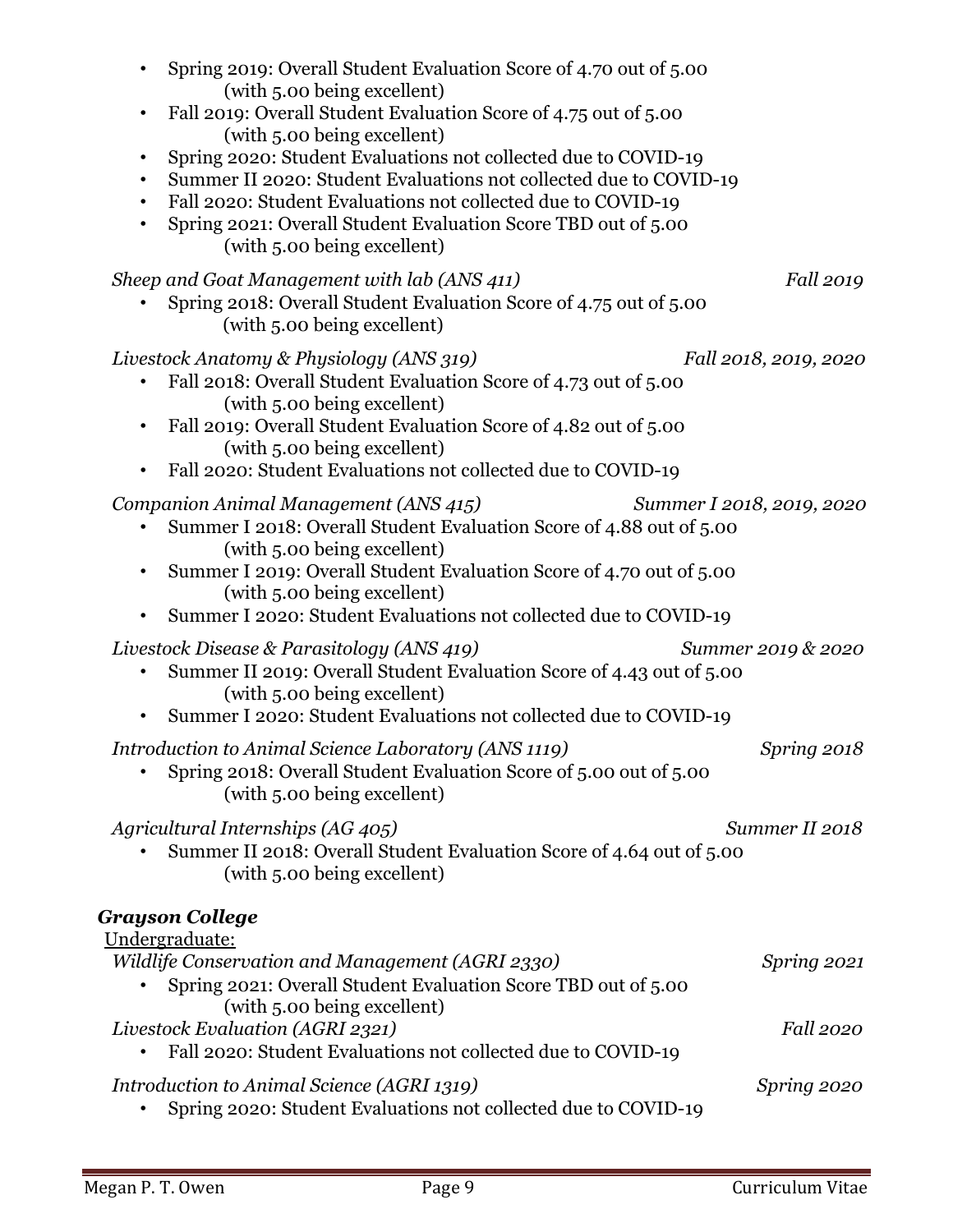- Spring 2019: Overall Student Evaluation Score of 4.70 out of 5.00 (with 5.00 being excellent)
- Fall 2019: Overall Student Evaluation Score of 4.75 out of 5.00 (with 5.00 being excellent)
- Spring 2020: Student Evaluations not collected due to COVID-19
- Summer II 2020: Student Evaluations not collected due to COVID-19
- Fall 2020: Student Evaluations not collected due to COVID-19
- Spring 2021: Overall Student Evaluation Score TBD out of 5.00 (with 5.00 being excellent)

*Sheep and Goat Management with lab (ANS 411)* — *Fall 2019*

- Spring 2018: Overall Student Evaluation Score of 4.75 out of 5.00 (with 5.00 being excellent)

*Livestock Anatomy & Physiology (ANS 319)* — *Fall 2018, 2019, 2020*

- Fall 2018: Overall Student Evaluation Score of 4.73 out of 5.00 (with 5.00 being excellent)
- Fall 2019: Overall Student Evaluation Score of 4.82 out of 5.00 (with 5.00 being excellent)
- Fall 2020: Student Evaluations not collected due to COVID-19

*Companion Animal Management (ANS 415)* — *Summer I 2018, 2019, 2020*

- Summer I 2018: Overall Student Evaluation Score of 4.88 out of 5.00 (with 5.00 being excellent)
- Summer I 2019: Overall Student Evaluation Score of 4.70 out of 5.00 (with 5.00 being excellent)
- Summer I 2020: Student Evaluations not collected due to COVID-19

*Livestock Disease & Parasitology (ANS 419)* — *Summer 2019 & 2020*

- Summer II 2019: Overall Student Evaluation Score of 4.43 out of 5.00 (with 5.00 being excellent)
- Summer I 2020: Student Evaluations not collected due to COVID-19

*Introduction to Animal Science Laboratory (ANS 1119)* — *Spring 2018*

- Spring 2018: Overall Student Evaluation Score of 5.00 out of 5.00 (with 5.00 being excellent)

*Agricultural Internships (AG 405)* — *Summer II 2018*

- Summer II 2018: Overall Student Evaluation Score of 4.64 out of 5.00 (with 5.00 being excellent)

***Grayson College***

Undergraduate:

*Wildlife Conservation and Management (AGRI 2330)* — *Spring 2021*

- Spring 2021: Overall Student Evaluation Score TBD out of 5.00 (with 5.00 being excellent)

*Livestock Evaluation (AGRI 2321)* — *Fall 2020*

- Fall 2020: Student Evaluations not collected due to COVID-19

*Introduction to Animal Science (AGRI 1319)* — *Spring 2020*

- Spring 2020: Student Evaluations not collected due to COVID-19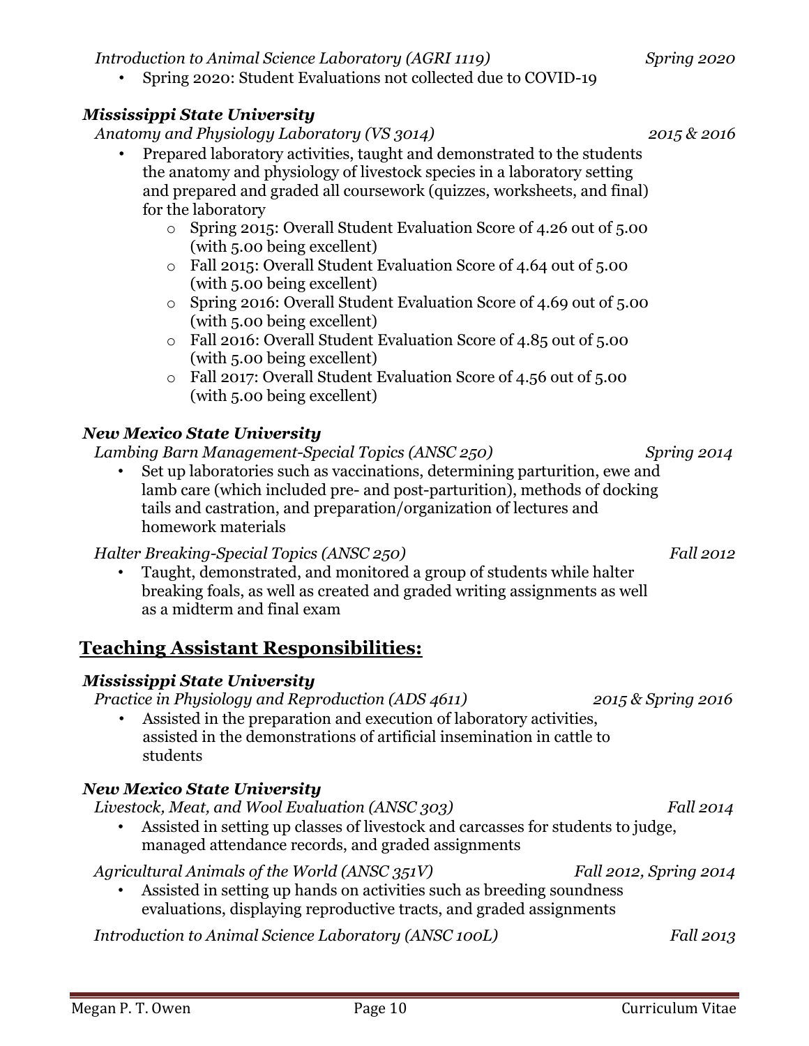*Introduction to Animal Science Laboratory (AGRI 1119)* *Spring 2020*

- Spring 2020: Student Evaluations not collected due to COVID-19

***Mississippi State University***

*Anatomy and Physiology Laboratory (VS 3014)* *2015 & 2016*

- Prepared laboratory activities, taught and demonstrated to the students the anatomy and physiology of livestock species in a laboratory setting and prepared and graded all coursework (quizzes, worksheets, and final) for the laboratory
  - Spring 2015: Overall Student Evaluation Score of 4.26 out of 5.00 (with 5.00 being excellent)
  - Fall 2015: Overall Student Evaluation Score of 4.64 out of 5.00 (with 5.00 being excellent)
  - Spring 2016: Overall Student Evaluation Score of 4.69 out of 5.00 (with 5.00 being excellent)
  - Fall 2016: Overall Student Evaluation Score of 4.85 out of 5.00 (with 5.00 being excellent)
  - Fall 2017: Overall Student Evaluation Score of 4.56 out of 5.00 (with 5.00 being excellent)

***New Mexico State University***

*Lambing Barn Management-Special Topics (ANSC 250)* *Spring 2014*

- Set up laboratories such as vaccinations, determining parturition, ewe and lamb care (which included pre- and post-parturition), methods of docking tails and castration, and preparation/organization of lectures and homework materials

*Halter Breaking-Special Topics (ANSC 250)* *Fall 2012*

- Taught, demonstrated, and monitored a group of students while halter breaking foals, as well as created and graded writing assignments as well as a midterm and final exam

## Teaching Assistant Responsibilities:

***Mississippi State University***

*Practice in Physiology and Reproduction (ADS 4611)* *2015 & Spring 2016*

- Assisted in the preparation and execution of laboratory activities, assisted in the demonstrations of artificial insemination in cattle to students

***New Mexico State University***

*Livestock, Meat, and Wool Evaluation (ANSC 303)* *Fall 2014*

- Assisted in setting up classes of livestock and carcasses for students to judge, managed attendance records, and graded assignments

*Agricultural Animals of the World (ANSC 351V)* *Fall 2012, Spring 2014*

- Assisted in setting up hands on activities such as breeding soundness evaluations, displaying reproductive tracts, and graded assignments

*Introduction to Animal Science Laboratory (ANSC 100L)* *Fall 2013*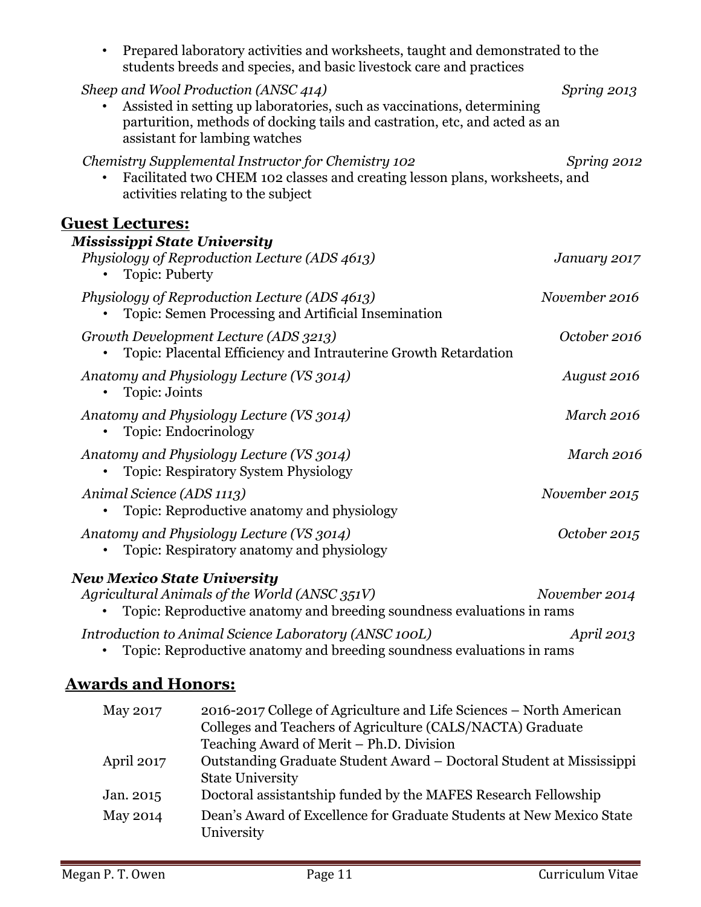- Prepared laboratory activities and worksheets, taught and demonstrated to the students breeds and species, and basic livestock care and practices

*Sheep and Wool Production (ANSC 414)* *Spring 2013*

- Assisted in setting up laboratories, such as vaccinations, determining parturition, methods of docking tails and castration, etc, and acted as an assistant for lambing watches

*Chemistry Supplemental Instructor for Chemistry 102* *Spring 2012*

- Facilitated two CHEM 102 classes and creating lesson plans, worksheets, and activities relating to the subject

## Guest Lectures:

### *Mississippi State University*

*Physiology of Reproduction Lecture (ADS 4613)* *January 2017*

- Topic: Puberty

*Physiology of Reproduction Lecture (ADS 4613)* *November 2016*

- Topic: Semen Processing and Artificial Insemination

*Growth Development Lecture (ADS 3213)* *October 2016*

- Topic: Placental Efficiency and Intrauterine Growth Retardation

*Anatomy and Physiology Lecture (VS 3014)* *August 2016*

- Topic: Joints

*Anatomy and Physiology Lecture (VS 3014)* *March 2016*

- Topic: Endocrinology

*Anatomy and Physiology Lecture (VS 3014)* *March 2016*

- Topic: Respiratory System Physiology

*Animal Science (ADS 1113)* *November 2015*

- Topic: Reproductive anatomy and physiology

*Anatomy and Physiology Lecture (VS 3014)* *October 2015*

- Topic: Respiratory anatomy and physiology

### *New Mexico State University*

*Agricultural Animals of the World (ANSC 351V)* *November 2014*

- Topic: Reproductive anatomy and breeding soundness evaluations in rams

*Introduction to Animal Science Laboratory (ANSC 100L)* *April 2013*

- Topic: Reproductive anatomy and breeding soundness evaluations in rams

## Awards and Honors:

| | |
|---|---|
| May 2017 | 2016-2017 College of Agriculture and Life Sciences – North American Colleges and Teachers of Agriculture (CALS/NACTA) Graduate Teaching Award of Merit – Ph.D. Division |
| April 2017 | Outstanding Graduate Student Award – Doctoral Student at Mississippi State University |
| Jan. 2015 | Doctoral assistantship funded by the MAFES Research Fellowship |
| May 2014 | Dean's Award of Excellence for Graduate Students at New Mexico State University |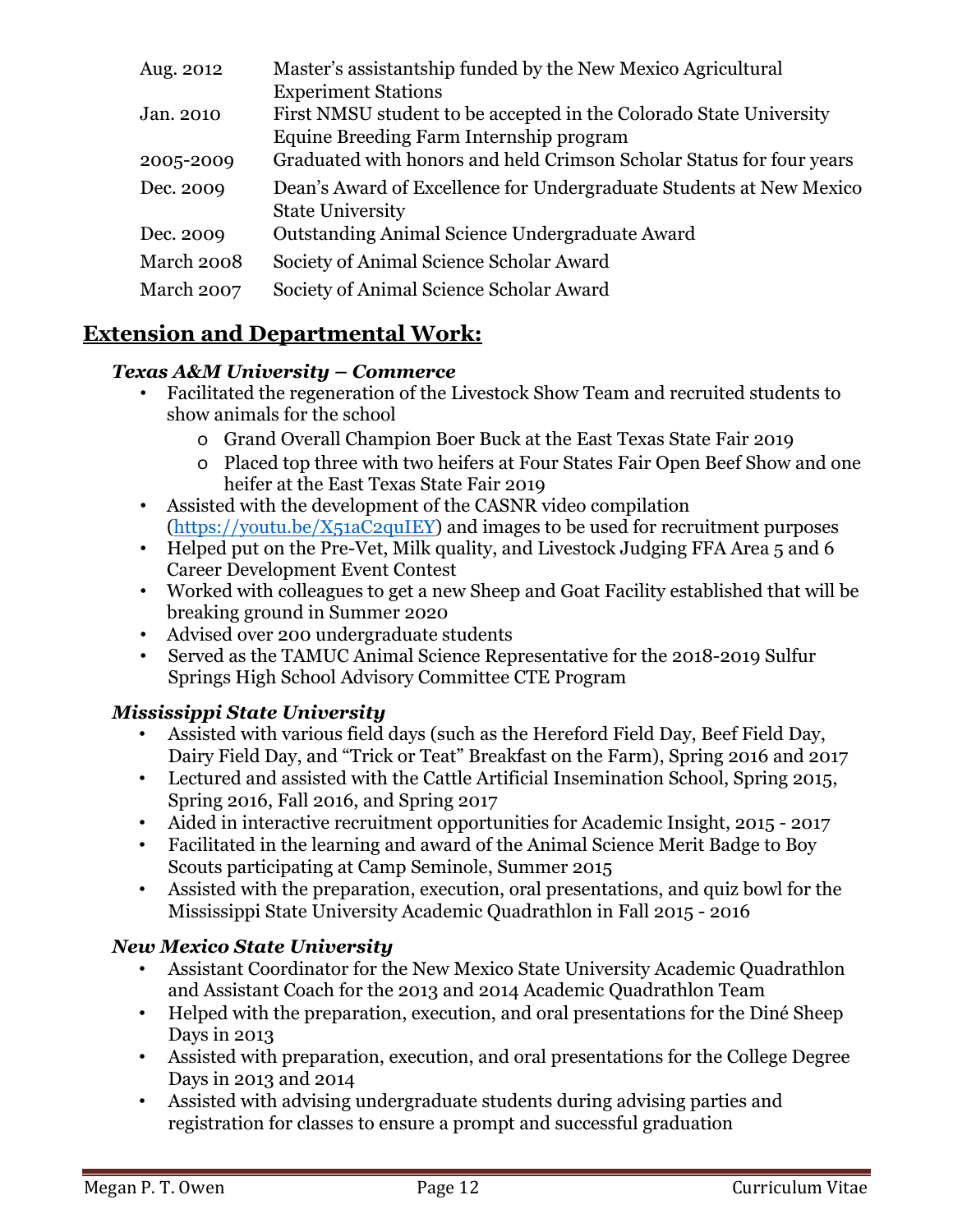| | |
|---|---|
| Aug. 2012 | Master's assistantship funded by the New Mexico Agricultural Experiment Stations |
| Jan. 2010 | First NMSU student to be accepted in the Colorado State University Equine Breeding Farm Internship program |
| 2005-2009 | Graduated with honors and held Crimson Scholar Status for four years |
| Dec. 2009 | Dean's Award of Excellence for Undergraduate Students at New Mexico State University |
| Dec. 2009 | Outstanding Animal Science Undergraduate Award |
| March 2008 | Society of Animal Science Scholar Award |
| March 2007 | Society of Animal Science Scholar Award |

## Extension and Departmental Work:

***Texas A&M University – Commerce***

- Facilitated the regeneration of the Livestock Show Team and recruited students to show animals for the school
  - Grand Overall Champion Boer Buck at the East Texas State Fair 2019
  - Placed top three with two heifers at Four States Fair Open Beef Show and one heifer at the East Texas State Fair 2019
- Assisted with the development of the CASNR video compilation (https://youtu.be/X51aC2quIEY) and images to be used for recruitment purposes
- Helped put on the Pre-Vet, Milk quality, and Livestock Judging FFA Area 5 and 6 Career Development Event Contest
- Worked with colleagues to get a new Sheep and Goat Facility established that will be breaking ground in Summer 2020
- Advised over 200 undergraduate students
- Served as the TAMUC Animal Science Representative for the 2018-2019 Sulfur Springs High School Advisory Committee CTE Program

***Mississippi State University***

- Assisted with various field days (such as the Hereford Field Day, Beef Field Day, Dairy Field Day, and "Trick or Teat" Breakfast on the Farm), Spring 2016 and 2017
- Lectured and assisted with the Cattle Artificial Insemination School, Spring 2015, Spring 2016, Fall 2016, and Spring 2017
- Aided in interactive recruitment opportunities for Academic Insight, 2015 - 2017
- Facilitated in the learning and award of the Animal Science Merit Badge to Boy Scouts participating at Camp Seminole, Summer 2015
- Assisted with the preparation, execution, oral presentations, and quiz bowl for the Mississippi State University Academic Quadrathlon in Fall 2015 - 2016

***New Mexico State University***

- Assistant Coordinator for the New Mexico State University Academic Quadrathlon and Assistant Coach for the 2013 and 2014 Academic Quadrathlon Team
- Helped with the preparation, execution, and oral presentations for the Diné Sheep Days in 2013
- Assisted with preparation, execution, and oral presentations for the College Degree Days in 2013 and 2014
- Assisted with advising undergraduate students during advising parties and registration for classes to ensure a prompt and successful graduation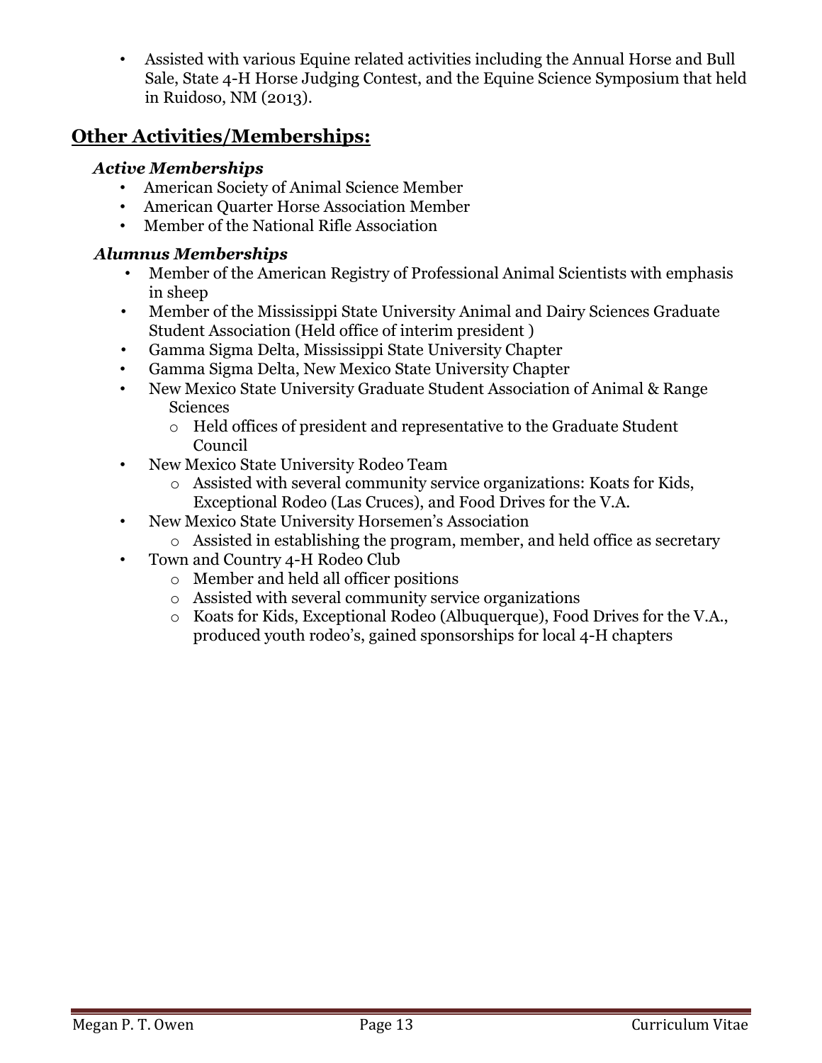- Assisted with various Equine related activities including the Annual Horse and Bull Sale, State 4-H Horse Judging Contest, and the Equine Science Symposium that held in Ruidoso, NM (2013).

## Other Activities/Memberships:

***Active Memberships***

- American Society of Animal Science Member
- American Quarter Horse Association Member
- Member of the National Rifle Association

***Alumnus Memberships***

- Member of the American Registry of Professional Animal Scientists with emphasis in sheep
- Member of the Mississippi State University Animal and Dairy Sciences Graduate Student Association (Held office of interim president )
- Gamma Sigma Delta, Mississippi State University Chapter
- Gamma Sigma Delta, New Mexico State University Chapter
- New Mexico State University Graduate Student Association of Animal & Range Sciences
  - Held offices of president and representative to the Graduate Student Council
- New Mexico State University Rodeo Team
  - Assisted with several community service organizations: Koats for Kids, Exceptional Rodeo (Las Cruces), and Food Drives for the V.A.
- New Mexico State University Horsemen's Association
  - Assisted in establishing the program, member, and held office as secretary
- Town and Country 4-H Rodeo Club
  - Member and held all officer positions
  - Assisted with several community service organizations
  - Koats for Kids, Exceptional Rodeo (Albuquerque), Food Drives for the V.A., produced youth rodeo's, gained sponsorships for local 4-H chapters